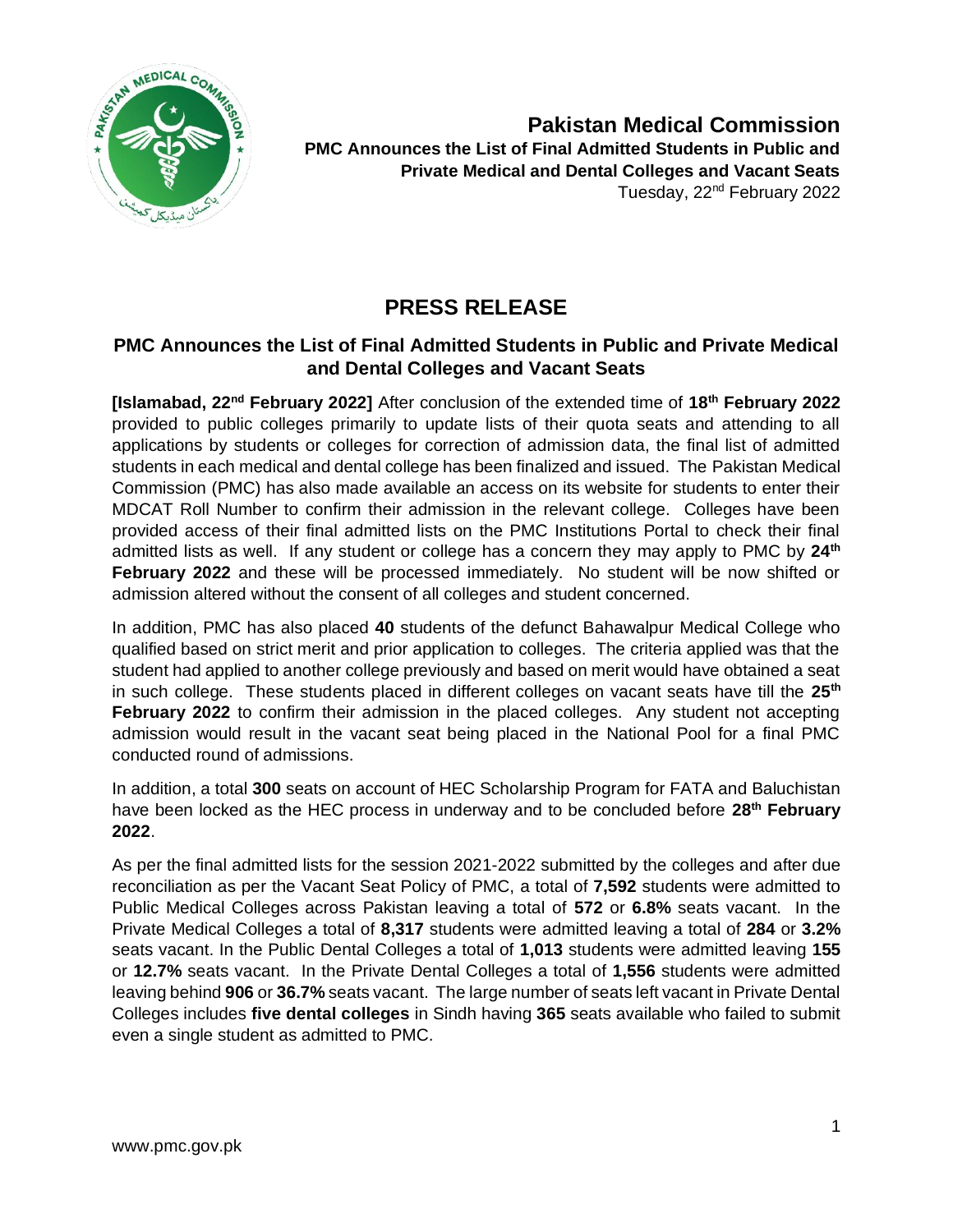**Pakistan Medical Commission**

**PMC Announces the List of Final Admitted Students in Public and Private Medical and Dental Colleges and Vacant Seats**

Tuesday, 22nd February 2022

# PRESS RELEASE

## PMC Announces the List of Final Admitted Students in Public and Private Medical and Dental Colleges and Vacant Seats

**[Islamabad, 22nd February 2022]** After conclusion of the extended time of **18th February 2022** provided to public colleges primarily to update lists of their quota seats and attending to all applications by students or colleges for correction of admission data, the final list of admitted students in each medical and dental college has been finalized and issued. The Pakistan Medical Commission (PMC) has also made available an access on its website for students to enter their MDCAT Roll Number to confirm their admission in the relevant college. Colleges have been provided access of their final admitted lists on the PMC Institutions Portal to check their final admitted lists as well. If any student or college has a concern they may apply to PMC by **24th February 2022** and these will be processed immediately. No student will be now shifted or admission altered without the consent of all colleges and student concerned.

In addition, PMC has also placed **40** students of the defunct Bahawalpur Medical College who qualified based on strict merit and prior application to colleges. The criteria applied was that the student had applied to another college previously and based on merit would have obtained a seat in such college. These students placed in different colleges on vacant seats have till the **25th February 2022** to confirm their admission in the placed colleges. Any student not accepting admission would result in the vacant seat being placed in the National Pool for a final PMC conducted round of admissions.

In addition, a total **300** seats on account of HEC Scholarship Program for FATA and Baluchistan have been locked as the HEC process in underway and to be concluded before **28th February 2022**.

As per the final admitted lists for the session 2021-2022 submitted by the colleges and after due reconciliation as per the Vacant Seat Policy of PMC, a total of **7,592** students were admitted to Public Medical Colleges across Pakistan leaving a total of **572** or **6.8%** seats vacant. In the Private Medical Colleges a total of **8,317** students were admitted leaving a total of **284** or **3.2%** seats vacant. In the Public Dental Colleges a total of **1,013** students were admitted leaving **155** or **12.7%** seats vacant. In the Private Dental Colleges a total of **1,556** students were admitted leaving behind **906** or **36.7%** seats vacant. The large number of seats left vacant in Private Dental Colleges includes **five dental colleges** in Sindh having **365** seats available who failed to submit even a single student as admitted to PMC.

www.pmc.gov.pk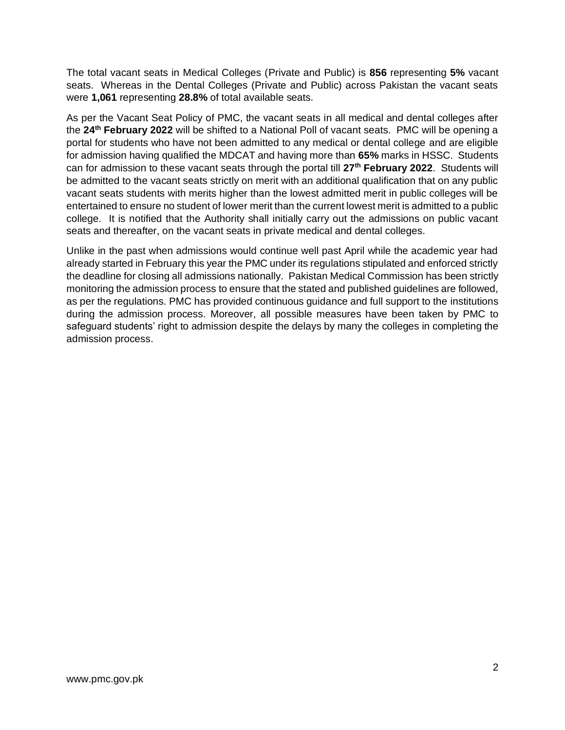The total vacant seats in Medical Colleges (Private and Public) is **856** representing **5%** vacant seats. Whereas in the Dental Colleges (Private and Public) across Pakistan the vacant seats were **1,061** representing **28.8%** of total available seats.

As per the Vacant Seat Policy of PMC, the vacant seats in all medical and dental colleges after the **24th February 2022** will be shifted to a National Poll of vacant seats. PMC will be opening a portal for students who have not been admitted to any medical or dental college and are eligible for admission having qualified the MDCAT and having more than **65%** marks in HSSC. Students can for admission to these vacant seats through the portal till **27th February 2022**. Students will be admitted to the vacant seats strictly on merit with an additional qualification that on any public vacant seats students with merits higher than the lowest admitted merit in public colleges will be entertained to ensure no student of lower merit than the current lowest merit is admitted to a public college. It is notified that the Authority shall initially carry out the admissions on public vacant seats and thereafter, on the vacant seats in private medical and dental colleges.

Unlike in the past when admissions would continue well past April while the academic year had already started in February this year the PMC under its regulations stipulated and enforced strictly the deadline for closing all admissions nationally. Pakistan Medical Commission has been strictly monitoring the admission process to ensure that the stated and published guidelines are followed, as per the regulations. PMC has provided continuous guidance and full support to the institutions during the admission process. Moreover, all possible measures have been taken by PMC to safeguard students' right to admission despite the delays by many the colleges in completing the admission process.